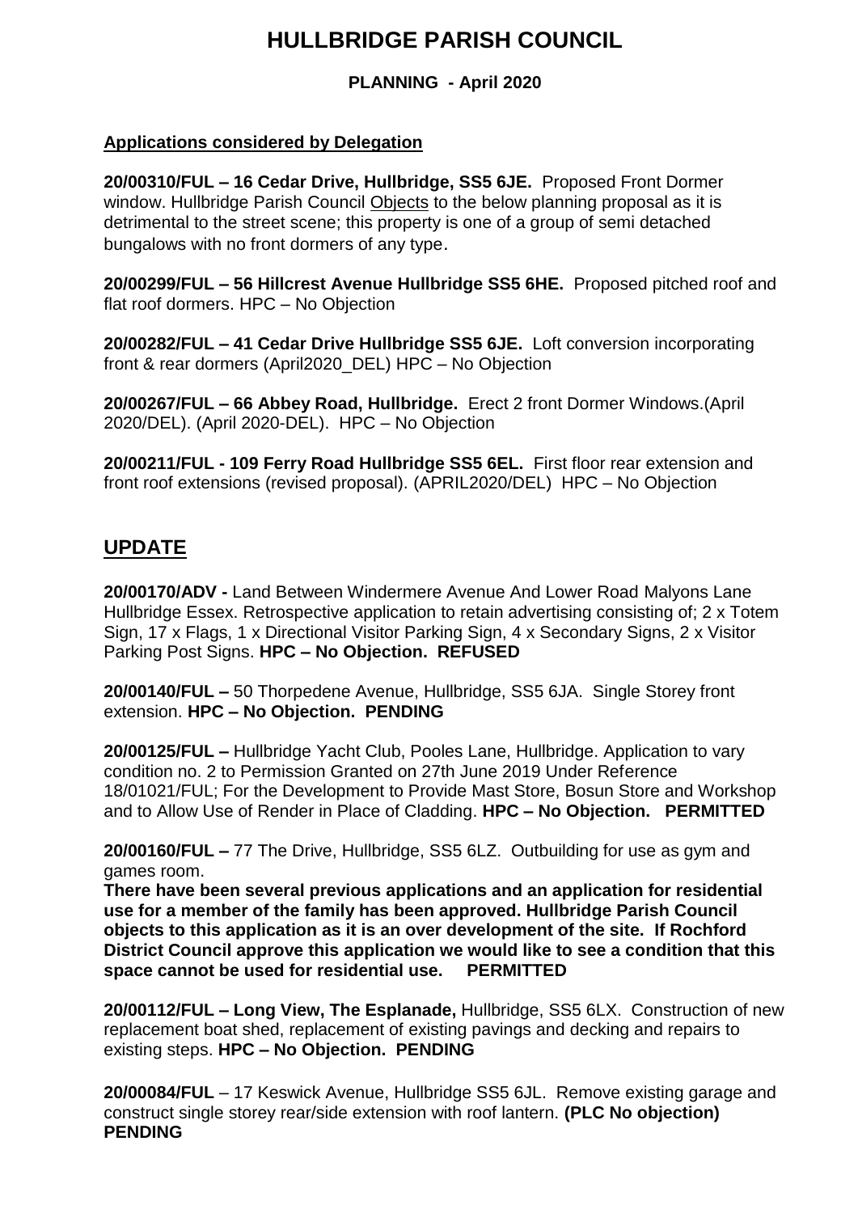# HULLBRIDGE PARISH COUNCIL

**PLANNING - April 2020**

**Applications considered by Delegation**

**20/00310/FUL – 16 Cedar Drive, Hullbridge, SS5 6JE.** Proposed Front Dormer window. Hullbridge Parish Council Objects to the below planning proposal as it is detrimental to the street scene; this property is one of a group of semi detached bungalows with no front dormers of any type.

**20/00299/FUL – 56 Hillcrest Avenue Hullbridge SS5 6HE.** Proposed pitched roof and flat roof dormers. HPC – No Objection

**20/00282/FUL – 41 Cedar Drive Hullbridge SS5 6JE.** Loft conversion incorporating front & rear dormers (April2020_DEL) HPC – No Objection

**20/00267/FUL – 66 Abbey Road, Hullbridge.** Erect 2 front Dormer Windows.(April 2020/DEL). (April 2020-DEL). HPC – No Objection

**20/00211/FUL - 109 Ferry Road Hullbridge SS5 6EL.** First floor rear extension and front roof extensions (revised proposal). (APRIL2020/DEL) HPC – No Objection

## UPDATE

**20/00170/ADV -** Land Between Windermere Avenue And Lower Road Malyons Lane Hullbridge Essex. Retrospective application to retain advertising consisting of; 2 x Totem Sign, 17 x Flags, 1 x Directional Visitor Parking Sign, 4 x Secondary Signs, 2 x Visitor Parking Post Signs. **HPC – No Objection. REFUSED**

**20/00140/FUL –** 50 Thorpedene Avenue, Hullbridge, SS5 6JA. Single Storey front extension. **HPC – No Objection. PENDING**

**20/00125/FUL –** Hullbridge Yacht Club, Pooles Lane, Hullbridge. Application to vary condition no. 2 to Permission Granted on 27th June 2019 Under Reference 18/01021/FUL; For the Development to Provide Mast Store, Bosun Store and Workshop and to Allow Use of Render in Place of Cladding. **HPC – No Objection. PERMITTED**

**20/00160/FUL –** 77 The Drive, Hullbridge, SS5 6LZ. Outbuilding for use as gym and games room.
**There have been several previous applications and an application for residential use for a member of the family has been approved. Hullbridge Parish Council objects to this application as it is an over development of the site. If Rochford District Council approve this application we would like to see a condition that this space cannot be used for residential use. PERMITTED**

**20/00112/FUL – Long View, The Esplanade,** Hullbridge, SS5 6LX. Construction of new replacement boat shed, replacement of existing pavings and decking and repairs to existing steps. **HPC – No Objection. PENDING**

**20/00084/FUL** – 17 Keswick Avenue, Hullbridge SS5 6JL. Remove existing garage and construct single storey rear/side extension with roof lantern. **(PLC No objection) PENDING**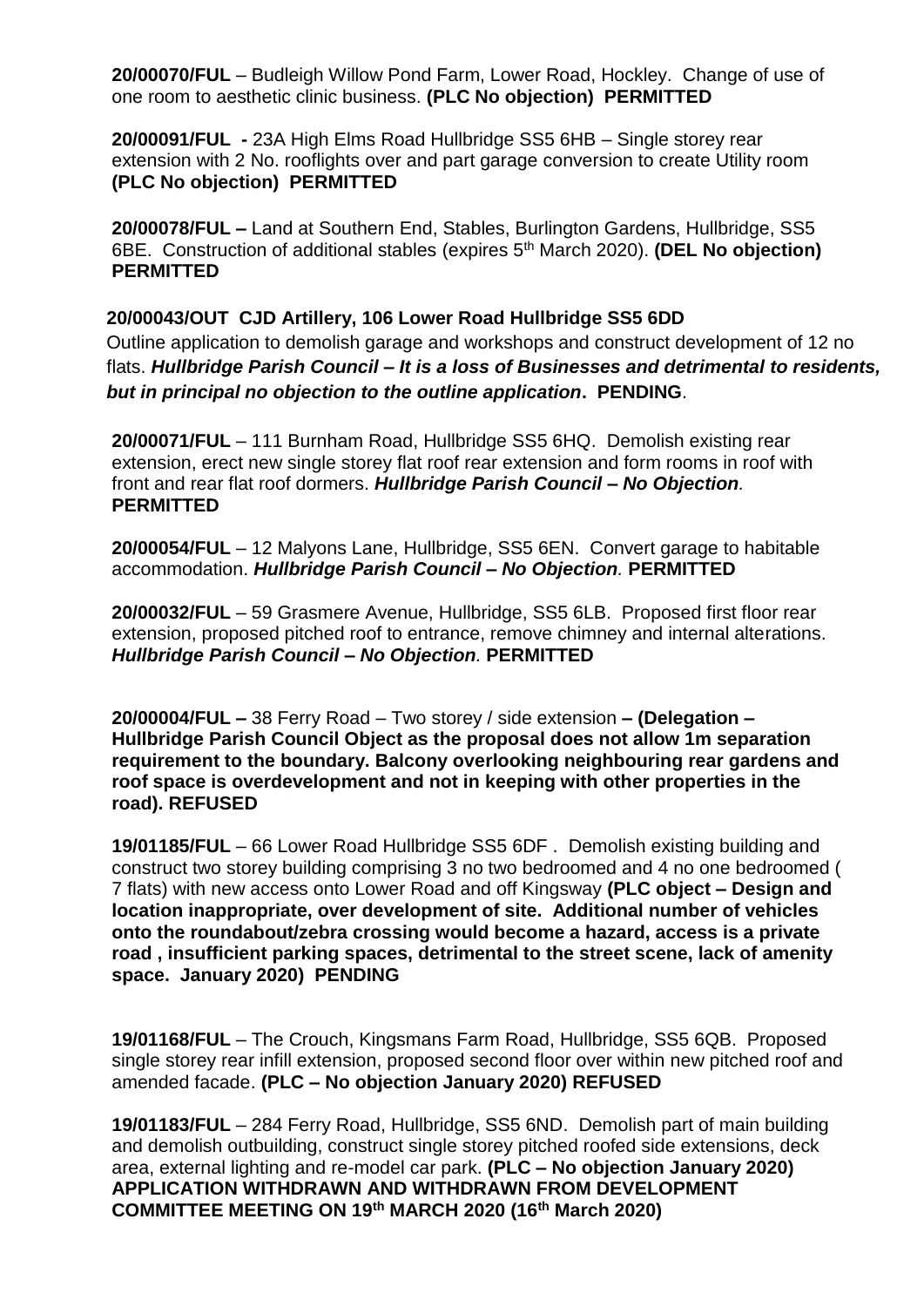**20/00070/FUL** – Budleigh Willow Pond Farm, Lower Road, Hockley. Change of use of one room to aesthetic clinic business. **(PLC No objection) PERMITTED**

**20/00091/FUL -** 23A High Elms Road Hullbridge SS5 6HB – Single storey rear extension with 2 No. rooflights over and part garage conversion to create Utility room **(PLC No objection) PERMITTED**

**20/00078/FUL –** Land at Southern End, Stables, Burlington Gardens, Hullbridge, SS5 6BE. Construction of additional stables (expires 5th March 2020). **(DEL No objection) PERMITTED**

**20/00043/OUT CJD Artillery, 106 Lower Road Hullbridge SS5 6DD**
Outline application to demolish garage and workshops and construct development of 12 no flats. ***Hullbridge Parish Council – It is a loss of Businesses and detrimental to residents, but in principal no objection to the outline application*. PENDING**.

**20/00071/FUL** – 111 Burnham Road, Hullbridge SS5 6HQ. Demolish existing rear extension, erect new single storey flat roof rear extension and form rooms in roof with front and rear flat roof dormers. ***Hullbridge Parish Council – No Objection*. PERMITTED**

**20/00054/FUL** – 12 Malyons Lane, Hullbridge, SS5 6EN. Convert garage to habitable accommodation. ***Hullbridge Parish Council – No Objection*. PERMITTED**

**20/00032/FUL** – 59 Grasmere Avenue, Hullbridge, SS5 6LB. Proposed first floor rear extension, proposed pitched roof to entrance, remove chimney and internal alterations. ***Hullbridge Parish Council – No Objection*. PERMITTED**

**20/00004/FUL –** 38 Ferry Road – Two storey / side extension **– (Delegation – Hullbridge Parish Council Object as the proposal does not allow 1m separation requirement to the boundary. Balcony overlooking neighbouring rear gardens and roof space is overdevelopment and not in keeping with other properties in the road). REFUSED**

**19/01185/FUL** – 66 Lower Road Hullbridge SS5 6DF . Demolish existing building and construct two storey building comprising 3 no two bedroomed and 4 no one bedroomed ( 7 flats) with new access onto Lower Road and off Kingsway **(PLC object – Design and location inappropriate, over development of site. Additional number of vehicles onto the roundabout/zebra crossing would become a hazard, access is a private road , insufficient parking spaces, detrimental to the street scene, lack of amenity space. January 2020) PENDING**

**19/01168/FUL** – The Crouch, Kingsmans Farm Road, Hullbridge, SS5 6QB. Proposed single storey rear infill extension, proposed second floor over within new pitched roof and amended facade. **(PLC – No objection January 2020) REFUSED**

**19/01183/FUL** – 284 Ferry Road, Hullbridge, SS5 6ND. Demolish part of main building and demolish outbuilding, construct single storey pitched roofed side extensions, deck area, external lighting and re-model car park. **(PLC – No objection January 2020) APPLICATION WITHDRAWN AND WITHDRAWN FROM DEVELOPMENT COMMITTEE MEETING ON 19th MARCH 2020 (16th March 2020)**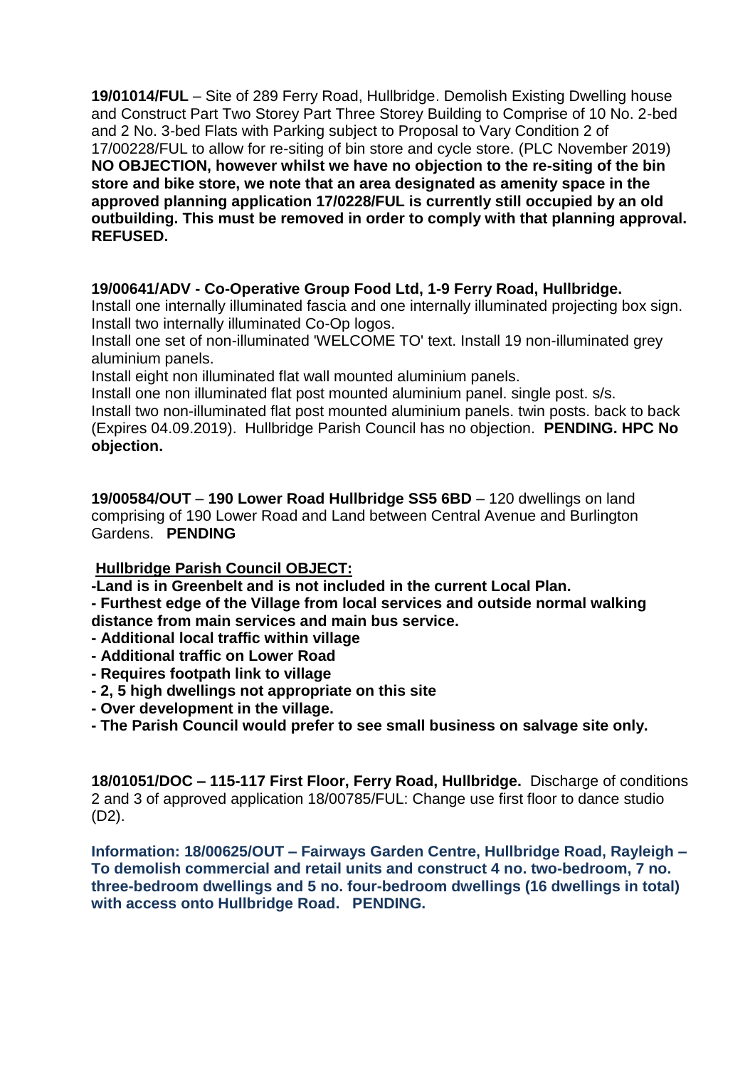**19/01014/FUL** – Site of 289 Ferry Road, Hullbridge. Demolish Existing Dwelling house and Construct Part Two Storey Part Three Storey Building to Comprise of 10 No. 2-bed and 2 No. 3-bed Flats with Parking subject to Proposal to Vary Condition 2 of 17/00228/FUL to allow for re-siting of bin store and cycle store. (PLC November 2019) **NO OBJECTION, however whilst we have no objection to the re-siting of the bin store and bike store, we note that an area designated as amenity space in the approved planning application 17/0228/FUL is currently still occupied by an old outbuilding. This must be removed in order to comply with that planning approval. REFUSED.**

**19/00641/ADV - Co-Operative Group Food Ltd, 1-9 Ferry Road, Hullbridge.**
Install one internally illuminated fascia and one internally illuminated projecting box sign. Install two internally illuminated Co-Op logos.
Install one set of non-illuminated 'WELCOME TO' text. Install 19 non-illuminated grey aluminium panels.
Install eight non illuminated flat wall mounted aluminium panels.
Install one non illuminated flat post mounted aluminium panel. single post. s/s.
Install two non-illuminated flat post mounted aluminium panels. twin posts. back to back (Expires 04.09.2019). Hullbridge Parish Council has no objection. **PENDING. HPC No objection.**

**19/00584/OUT** – **190 Lower Road Hullbridge SS5 6BD** – 120 dwellings on land comprising of 190 Lower Road and Land between Central Avenue and Burlington Gardens. **PENDING**

**Hullbridge Parish Council OBJECT:**

**-Land is in Greenbelt and is not included in the current Local Plan.**
**- Furthest edge of the Village from local services and outside normal walking distance from main services and main bus service.**
**- Additional local traffic within village**
**- Additional traffic on Lower Road**
**- Requires footpath link to village**
**- 2, 5 high dwellings not appropriate on this site**
**- Over development in the village.**
**- The Parish Council would prefer to see small business on salvage site only.**

**18/01051/DOC – 115-117 First Floor, Ferry Road, Hullbridge.** Discharge of conditions 2 and 3 of approved application 18/00785/FUL: Change use first floor to dance studio (D2).

**Information: 18/00625/OUT – Fairways Garden Centre, Hullbridge Road, Rayleigh – To demolish commercial and retail units and construct 4 no. two-bedroom, 7 no. three-bedroom dwellings and 5 no. four-bedroom dwellings (16 dwellings in total) with access onto Hullbridge Road. PENDING.**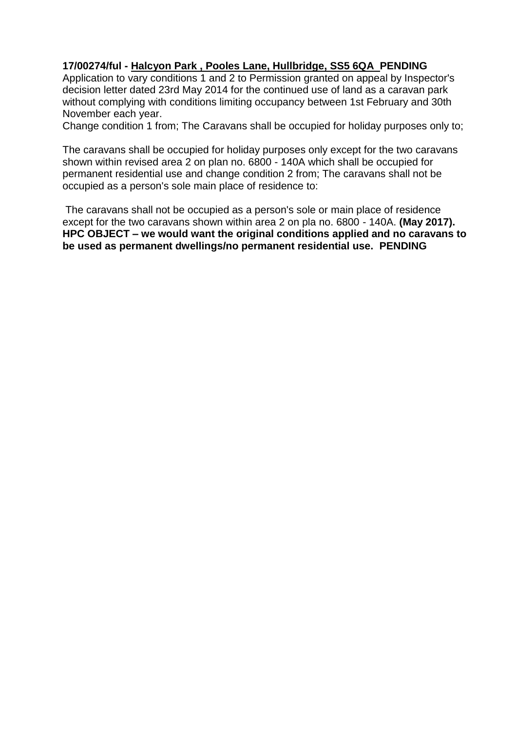**17/00274/ful -** **<u>Halcyon Park , Pooles Lane, Hullbridge, SS5 6QA</u> PENDING**
Application to vary conditions 1 and 2 to Permission granted on appeal by Inspector's decision letter dated 23rd May 2014 for the continued use of land as a caravan park without complying with conditions limiting occupancy between 1st February and 30th November each year.
Change condition 1 from; The Caravans shall be occupied for holiday purposes only to;

The caravans shall be occupied for holiday purposes only except for the two caravans shown within revised area 2 on plan no. 6800 - 140A which shall be occupied for permanent residential use and change condition 2 from; The caravans shall not be occupied as a person's sole main place of residence to:

The caravans shall not be occupied as a person's sole or main place of residence except for the two caravans shown within area 2 on pla no. 6800 - 140A. **(May 2017). HPC OBJECT – we would want the original conditions applied and no caravans to be used as permanent dwellings/no permanent residential use. PENDING**